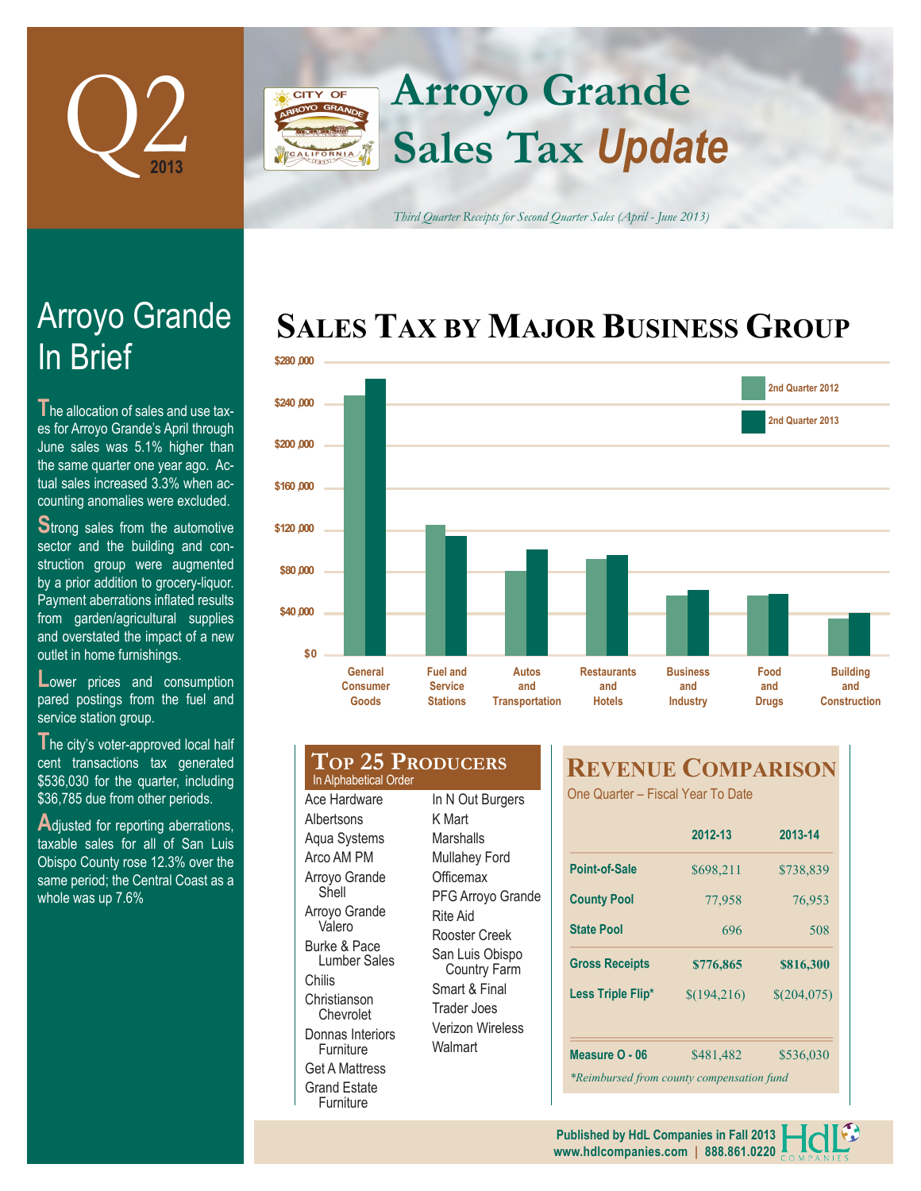# Q2 2013

# Arroyo Grande Sales Tax *Update*

*Third Quarter Receipts for Second Quarter Sales (April - June 2013)*

## Arroyo Grande In Brief

The allocation of sales and use taxes for Arroyo Grande's April through June sales was 5.1% higher than the same quarter one year ago. Actual sales increased 3.3% when accounting anomalies were excluded.

Strong sales from the automotive sector and the building and construction group were augmented by a prior addition to grocery-liquor. Payment aberrations inflated results from garden/agricultural supplies and overstated the impact of a new outlet in home furnishings.

Lower prices and consumption pared postings from the fuel and service station group.

The city's voter-approved local half cent transactions tax generated $536,030 for the quarter, including $36,785 due from other periods.

Adjusted for reporting aberrations, taxable sales for all of San Luis Obispo County rose 12.3% over the same period; the Central Coast as a whole was up 7.6%

## Sales Tax by Major Business Group

Legend: 2nd Quarter 2012, 2nd Quarter 2013

Categories: General Consumer Goods; Fuel and Service Stations; Autos and Transportation; Restaurants and Hotels; Business and Industry; Food and Drugs; Building and Construction

## Top 25 Producers

In Alphabetical Order

| | |
|---|---|
| Ace Hardware | In N Out Burgers |
| Albertsons | K Mart |
| Aqua Systems | Marshalls |
| Arco AM PM | Mullahey Ford |
| Arroyo Grande Shell | Officemax |
| Arroyo Grande Valero | PFG Arroyo Grande |
| Burke & Pace Lumber Sales | Rite Aid |
| Chilis | Rooster Creek |
| Christianson Chevrolet | San Luis Obispo Country Farm |
| Donnas Interiors Furniture | Smart & Final |
| Get A Mattress | Trader Joes |
| Grand Estate Furniture | Verizon Wireless |
| | Walmart |

## Revenue Comparison

One Quarter – Fiscal Year To Date

| | 2012-13 | 2013-14 |
|---|---|---|
| Point-of-Sale | $698,211 | $738,839 |
| County Pool | 77,958 | 76,953 |
| State Pool | 696 | 508 |
| Gross Receipts | $776,865 | $816,300 |
| Less Triple Flip* | $(194,216) | $(204,075) |
| Measure O - 06 | $481,482 | $536,030 |

*Reimbursed from county compensation fund

Published by HdL Companies in Fall 2013
www.hdlcompanies.com | 888.861.0220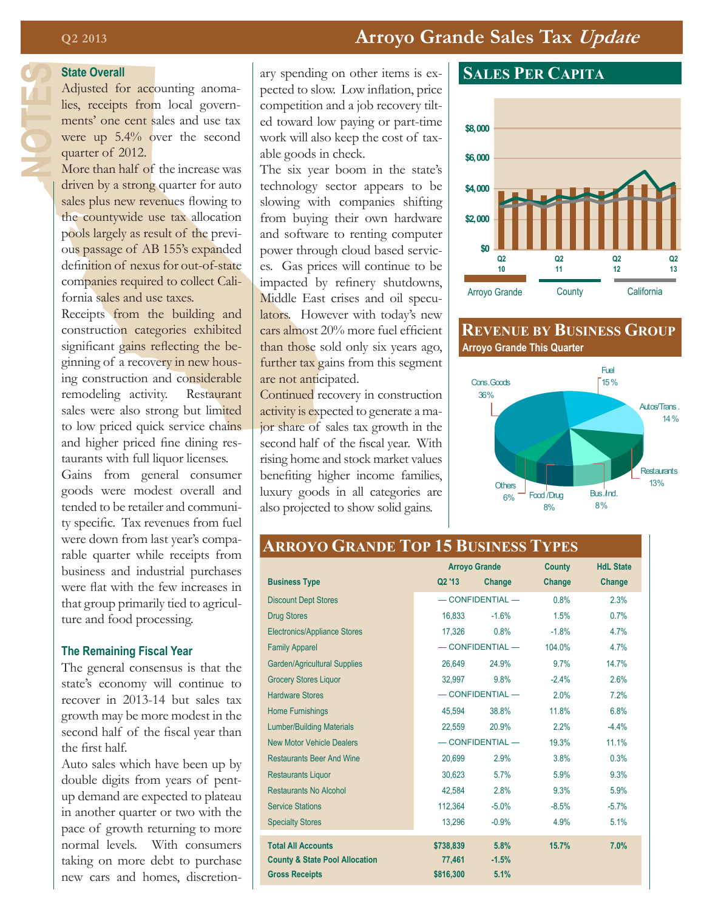# Arroyo Grande Sales Tax *Update*

Q2 2013

NOTES

### State Overall

Adjusted for accounting anomalies, receipts from local governments' one cent sales and use tax were up 5.4% over the second quarter of 2012.

More than half of the increase was driven by a strong quarter for auto sales plus new revenues flowing to the countywide use tax allocation pools largely as result of the previous passage of AB 155's expanded definition of nexus for out-of-state companies required to collect California sales and use taxes.

Receipts from the building and construction categories exhibited significant gains reflecting the beginning of a recovery in new housing construction and considerable remodeling activity. Restaurant sales were also strong but limited to low priced quick service chains and higher priced fine dining restaurants with full liquor licenses.

Gains from general consumer goods were modest overall and tended to be retailer and community specific. Tax revenues from fuel were down from last year's comparable quarter while receipts from business and industrial purchases were flat with the few increases in that group primarily tied to agriculture and food processing.

### The Remaining Fiscal Year

The general consensus is that the state's economy will continue to recover in 2013-14 but sales tax growth may be more modest in the second half of the fiscal year than the first half.

Auto sales which have been up by double digits from years of pent-up demand are expected to plateau in another quarter or two with the pace of growth returning to more normal levels. With consumers taking on more debt to purchase new cars and homes, discretionary spending on other items is expected to slow. Low inflation, price competition and a job recovery tilted toward low paying or part-time work will also keep the cost of taxable goods in check.

The six year boom in the state's technology sector appears to be slowing with companies shifting from buying their own hardware and software to renting computer power through cloud based services. Gas prices will continue to be impacted by refinery shutdowns, Middle East crises and oil speculators. However with today's new cars almost 20% more fuel efficient than those sold only six years ago, further tax gains from this segment are not anticipated.

Continued recovery in construction activity is expected to generate a major share of sales tax growth in the second half of the fiscal year. With rising home and stock market values benefiting higher income families, luxury goods in all categories are also projected to show solid gains.

## Sales Per Capita

$8,000
$6,000
$4,000
$2,000
$0

Q2 10
Q2 11
Q2 12
Q2 13

Arroyo Grande
County
California

## Revenue by Business Group

**Arroyo Grande This Quarter**

Cons.Goods 36%
Fuel 15%
Autos/Trans. 14%
Restaurants 13%
Bus./Ind. 8%
Food/Drug 8%
Others 6%

## Arroyo Grande Top 15 Business Types

| Business Type | Arroyo Grande Q2 '13 | Arroyo Grande Change | County Change | HdL State Change |
|---|---|---|---|---|
| Discount Dept Stores | — CONFIDENTIAL — | | 0.8% | 2.3% |
| Drug Stores | 16,833 | -1.6% | 1.5% | 0.7% |
| Electronics/Appliance Stores | 17,326 | 0.8% | -1.8% | 4.7% |
| Family Apparel | — CONFIDENTIAL — | | 104.0% | 4.7% |
| Garden/Agricultural Supplies | 26,649 | 24.9% | 9.7% | 14.7% |
| Grocery Stores Liquor | 32,997 | 9.8% | -2.4% | 2.6% |
| Hardware Stores | — CONFIDENTIAL — | | 2.0% | 7.2% |
| Home Furnishings | 45,594 | 38.8% | 11.8% | 6.8% |
| Lumber/Building Materials | 22,559 | 20.9% | 2.2% | -4.4% |
| New Motor Vehicle Dealers | — CONFIDENTIAL — | | 19.3% | 11.1% |
| Restaurants Beer And Wine | 20,699 | 2.9% | 3.8% | 0.3% |
| Restaurants Liquor | 30,623 | 5.7% | 5.9% | 9.3% |
| Restaurants No Alcohol | 42,584 | 2.8% | 9.3% | 5.9% |
| Service Stations | 112,364 | -5.0% | -8.5% | -5.7% |
| Specialty Stores | 13,296 | -0.9% | 4.9% | 5.1% |
| **Total All Accounts** | **$738,839** | **5.8%** | **15.7%** | **7.0%** |
| **County & State Pool Allocation** | **77,461** | **-1.5%** | | |
| **Gross Receipts** | **$816,300** | **5.1%** | | |